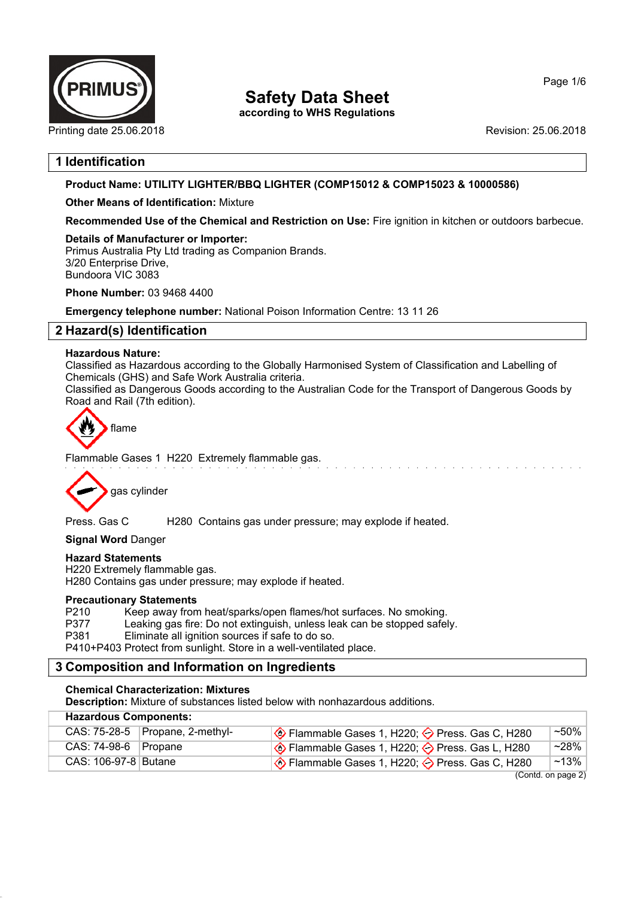# Safety Data Sheet

**according to WHS Regulations**

Printing date 25.06.2018 | Revision: 25.06.2018

## 1 Identification

**Product Name: UTILITY LIGHTER/BBQ LIGHTER (COMP15012 & COMP15023 & 10000586)**

**Other Means of Identification:** Mixture

**Recommended Use of the Chemical and Restriction on Use:** Fire ignition in kitchen or outdoors barbecue.

**Details of Manufacturer or Importer:**
Primus Australia Pty Ltd trading as Companion Brands.
3/20 Enterprise Drive,
Bundoora VIC 3083

**Phone Number:** 03 9468 4400

**Emergency telephone number:** National Poison Information Centre: 13 11 26

## 2 Hazard(s) Identification

**Hazardous Nature:**
Classified as Hazardous according to the Globally Harmonised System of Classification and Labelling of Chemicals (GHS) and Safe Work Australia criteria.
Classified as Dangerous Goods according to the Australian Code for the Transport of Dangerous Goods by Road and Rail (7th edition).

flame

Flammable Gases 1 H220 Extremely flammable gas.

gas cylinder

Press. Gas C H280 Contains gas under pressure; may explode if heated.

**Signal Word** Danger

**Hazard Statements**
H220 Extremely flammable gas.
H280 Contains gas under pressure; may explode if heated.

**Precautionary Statements**
P210 Keep away from heat/sparks/open flames/hot surfaces. No smoking.
P377 Leaking gas fire: Do not extinguish, unless leak can be stopped safely.
P381 Eliminate all ignition sources if safe to do so.
P410+P403 Protect from sunlight. Store in a well-ventilated place.

## 3 Composition and Information on Ingredients

**Chemical Characterization: Mixtures**
**Description:** Mixture of substances listed below with nonhazardous additions.

| **Hazardous Components:** | | | |
|---|---|---|---|
| CAS: 75-28-5 | Propane, 2-methyl- | Flammable Gases 1, H220; Press. Gas C, H280 | ~50% |
| CAS: 74-98-6 | Propane | Flammable Gases 1, H220; Press. Gas L, H280 | ~28% |
| CAS: 106-97-8 | Butane | Flammable Gases 1, H220; Press. Gas C, H280 | ~13% |

(Contd. on page 2)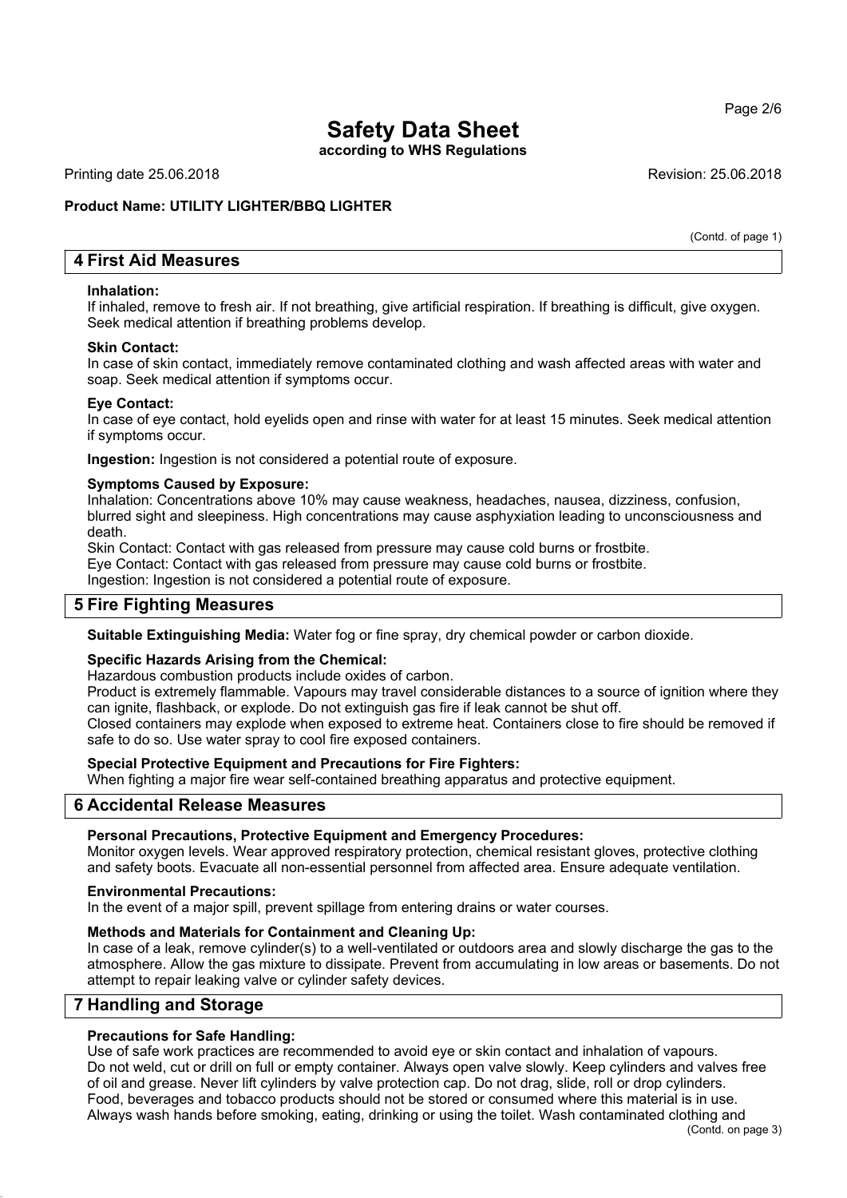# Safety Data Sheet

**according to WHS Regulations**

Printing date 25.06.2018 Revision: 25.06.2018

**Product Name: UTILITY LIGHTER/BBQ LIGHTER**

(Contd. of page 1)

## 4 First Aid Measures

**Inhalation:**
If inhaled, remove to fresh air. If not breathing, give artificial respiration. If breathing is difficult, give oxygen. Seek medical attention if breathing problems develop.

**Skin Contact:**
In case of skin contact, immediately remove contaminated clothing and wash affected areas with water and soap. Seek medical attention if symptoms occur.

**Eye Contact:**
In case of eye contact, hold eyelids open and rinse with water for at least 15 minutes. Seek medical attention if symptoms occur.

**Ingestion:** Ingestion is not considered a potential route of exposure.

**Symptoms Caused by Exposure:**
Inhalation: Concentrations above 10% may cause weakness, headaches, nausea, dizziness, confusion, blurred sight and sleepiness. High concentrations may cause asphyxiation leading to unconsciousness and death.
Skin Contact: Contact with gas released from pressure may cause cold burns or frostbite.
Eye Contact: Contact with gas released from pressure may cause cold burns or frostbite.
Ingestion: Ingestion is not considered a potential route of exposure.

## 5 Fire Fighting Measures

**Suitable Extinguishing Media:** Water fog or fine spray, dry chemical powder or carbon dioxide.

**Specific Hazards Arising from the Chemical:**
Hazardous combustion products include oxides of carbon.
Product is extremely flammable. Vapours may travel considerable distances to a source of ignition where they can ignite, flashback, or explode. Do not extinguish gas fire if leak cannot be shut off.
Closed containers may explode when exposed to extreme heat. Containers close to fire should be removed if safe to do so. Use water spray to cool fire exposed containers.

**Special Protective Equipment and Precautions for Fire Fighters:**
When fighting a major fire wear self-contained breathing apparatus and protective equipment.

## 6 Accidental Release Measures

**Personal Precautions, Protective Equipment and Emergency Procedures:**
Monitor oxygen levels. Wear approved respiratory protection, chemical resistant gloves, protective clothing and safety boots. Evacuate all non-essential personnel from affected area. Ensure adequate ventilation.

**Environmental Precautions:**
In the event of a major spill, prevent spillage from entering drains or water courses.

**Methods and Materials for Containment and Cleaning Up:**
In case of a leak, remove cylinder(s) to a well-ventilated or outdoors area and slowly discharge the gas to the atmosphere. Allow the gas mixture to dissipate. Prevent from accumulating in low areas or basements. Do not attempt to repair leaking valve or cylinder safety devices.

## 7 Handling and Storage

**Precautions for Safe Handling:**
Use of safe work practices are recommended to avoid eye or skin contact and inhalation of vapours.
Do not weld, cut or drill on full or empty container. Always open valve slowly. Keep cylinders and valves free of oil and grease. Never lift cylinders by valve protection cap. Do not drag, slide, roll or drop cylinders.
Food, beverages and tobacco products should not be stored or consumed where this material is in use.
Always wash hands before smoking, eating, drinking or using the toilet. Wash contaminated clothing and

(Contd. on page 3)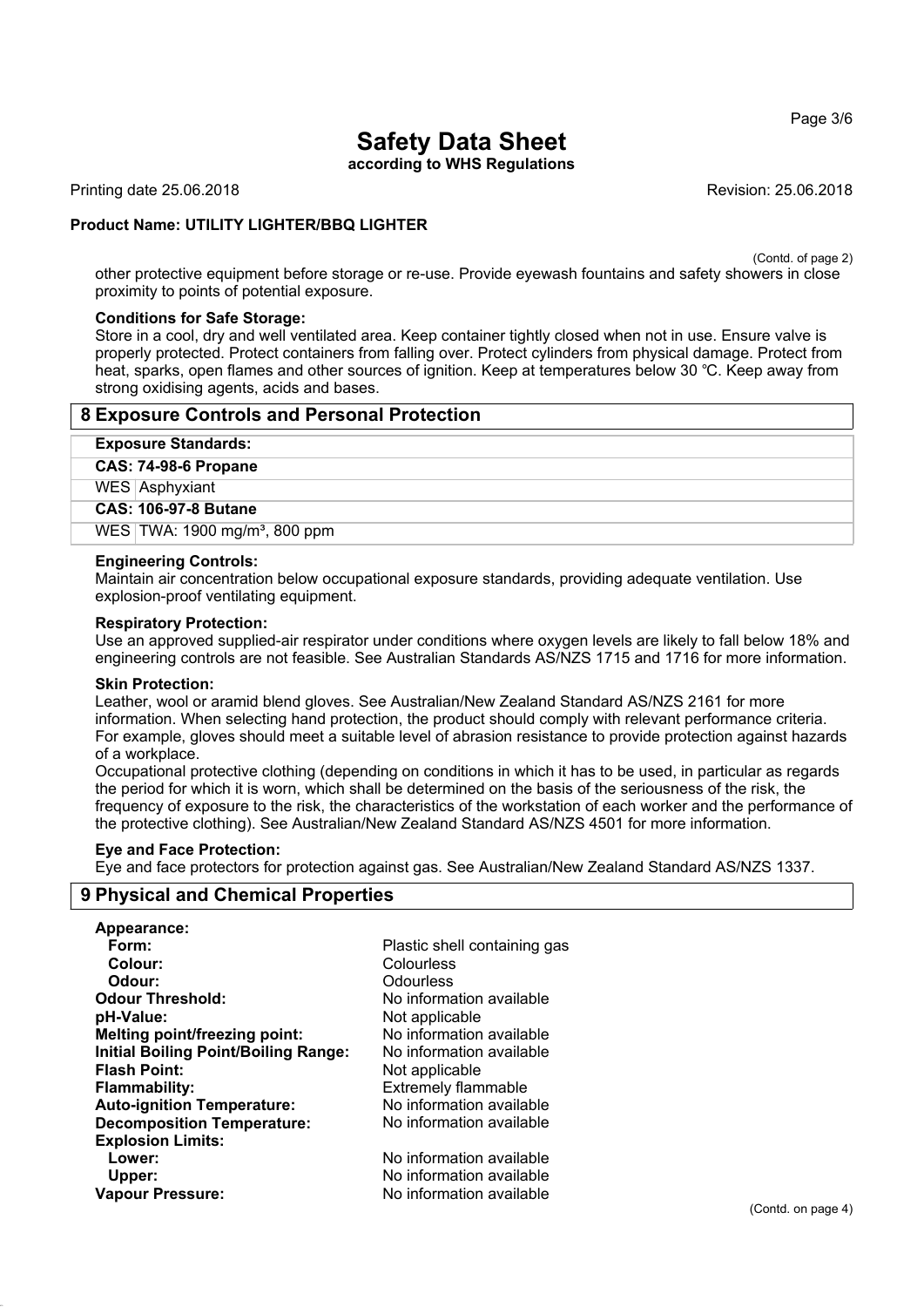other protective equipment before storage or re-use. Provide eyewash fountains and safety showers in close proximity to points of potential exposure.

**Conditions for Safe Storage:**
Store in a cool, dry and well ventilated area. Keep container tightly closed when not in use. Ensure valve is properly protected. Protect containers from falling over. Protect cylinders from physical damage. Protect from heat, sparks, open flames and other sources of ignition. Keep at temperatures below 30 °C. Keep away from strong oxidising agents, acids and bases.

## 8 Exposure Controls and Personal Protection

**Exposure Standards:**

| | |
|---|---|
| **CAS: 74-98-6 Propane** | |
| WES | Asphyxiant |
| **CAS: 106-97-8 Butane** | |
| WES | TWA: 1900 mg/m³, 800 ppm |

**Engineering Controls:**
Maintain air concentration below occupational exposure standards, providing adequate ventilation. Use explosion-proof ventilating equipment.

**Respiratory Protection:**
Use an approved supplied-air respirator under conditions where oxygen levels are likely to fall below 18% and engineering controls are not feasible. See Australian Standards AS/NZS 1715 and 1716 for more information.

**Skin Protection:**
Leather, wool or aramid blend gloves. See Australian/New Zealand Standard AS/NZS 2161 for more information. When selecting hand protection, the product should comply with relevant performance criteria. For example, gloves should meet a suitable level of abrasion resistance to provide protection against hazards of a workplace.
Occupational protective clothing (depending on conditions in which it has to be used, in particular as regards the period for which it is worn, which shall be determined on the basis of the seriousness of the risk, the frequency of exposure to the risk, the characteristics of the workstation of each worker and the performance of the protective clothing). See Australian/New Zealand Standard AS/NZS 4501 for more information.

**Eye and Face Protection:**
Eye and face protectors for protection against gas. See Australian/New Zealand Standard AS/NZS 1337.

## 9 Physical and Chemical Properties

| | |
|---|---|
| **Appearance:** | |
| **Form:** | Plastic shell containing gas |
| **Colour:** | Colourless |
| **Odour:** | Odourless |
| **Odour Threshold:** | No information available |
| **pH-Value:** | Not applicable |
| **Melting point/freezing point:** | No information available |
| **Initial Boiling Point/Boiling Range:** | No information available |
| **Flash Point:** | Not applicable |
| **Flammability:** | Extremely flammable |
| **Auto-ignition Temperature:** | No information available |
| **Decomposition Temperature:** | No information available |
| **Explosion Limits:** | |
| **Lower:** | No information available |
| **Upper:** | No information available |
| **Vapour Pressure:** | No information available |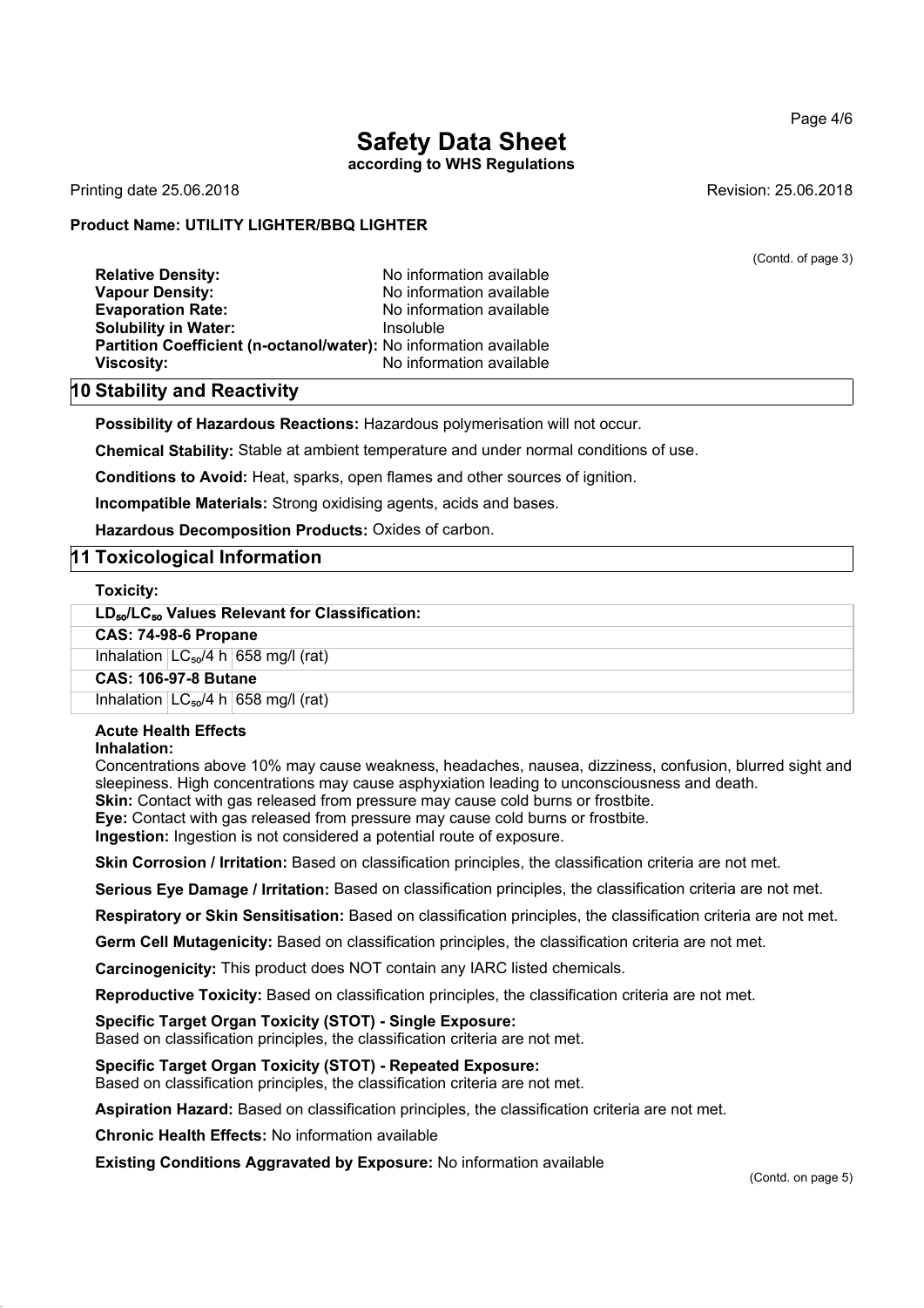# Safety Data Sheet

**according to WHS Regulations**

Printing date 25.06.2018 Revision: 25.06.2018

**Product Name: UTILITY LIGHTER/BBQ LIGHTER**

(Contd. of page 3)

**Relative Density:** No information available
**Vapour Density:** No information available
**Evaporation Rate:** No information available
**Solubility in Water:** Insoluble
**Partition Coefficient (n-octanol/water):** No information available
**Viscosity:** No information available

## 10 Stability and Reactivity

**Possibility of Hazardous Reactions:** Hazardous polymerisation will not occur.

**Chemical Stability:** Stable at ambient temperature and under normal conditions of use.

**Conditions to Avoid:** Heat, sparks, open flames and other sources of ignition.

**Incompatible Materials:** Strong oxidising agents, acids and bases.

**Hazardous Decomposition Products:** Oxides of carbon.

## 11 Toxicological Information

**Toxicity:**

| $LD_{50}/LC_{50}$ Values Relevant for Classification: | | |
|---|---|---|
| **CAS: 74-98-6 Propane** | | |
| Inhalation | $LC_{50}$/4 h | 658 mg/l (rat) |
| **CAS: 106-97-8 Butane** | | |
| Inhalation | $LC_{50}$/4 h | 658 mg/l (rat) |

**Acute Health Effects**

**Inhalation:**

Concentrations above 10% may cause weakness, headaches, nausea, dizziness, confusion, blurred sight and sleepiness. High concentrations may cause asphyxiation leading to unconsciousness and death.

**Skin:** Contact with gas released from pressure may cause cold burns or frostbite.

**Eye:** Contact with gas released from pressure may cause cold burns or frostbite.

**Ingestion:** Ingestion is not considered a potential route of exposure.

**Skin Corrosion / Irritation:** Based on classification principles, the classification criteria are not met.

**Serious Eye Damage / Irritation:** Based on classification principles, the classification criteria are not met.

**Respiratory or Skin Sensitisation:** Based on classification principles, the classification criteria are not met.

**Germ Cell Mutagenicity:** Based on classification principles, the classification criteria are not met.

**Carcinogenicity:** This product does NOT contain any IARC listed chemicals.

**Reproductive Toxicity:** Based on classification principles, the classification criteria are not met.

**Specific Target Organ Toxicity (STOT) - Single Exposure:**
Based on classification principles, the classification criteria are not met.

**Specific Target Organ Toxicity (STOT) - Repeated Exposure:**
Based on classification principles, the classification criteria are not met.

**Aspiration Hazard:** Based on classification principles, the classification criteria are not met.

**Chronic Health Effects:** No information available

**Existing Conditions Aggravated by Exposure:** No information available

(Contd. on page 5)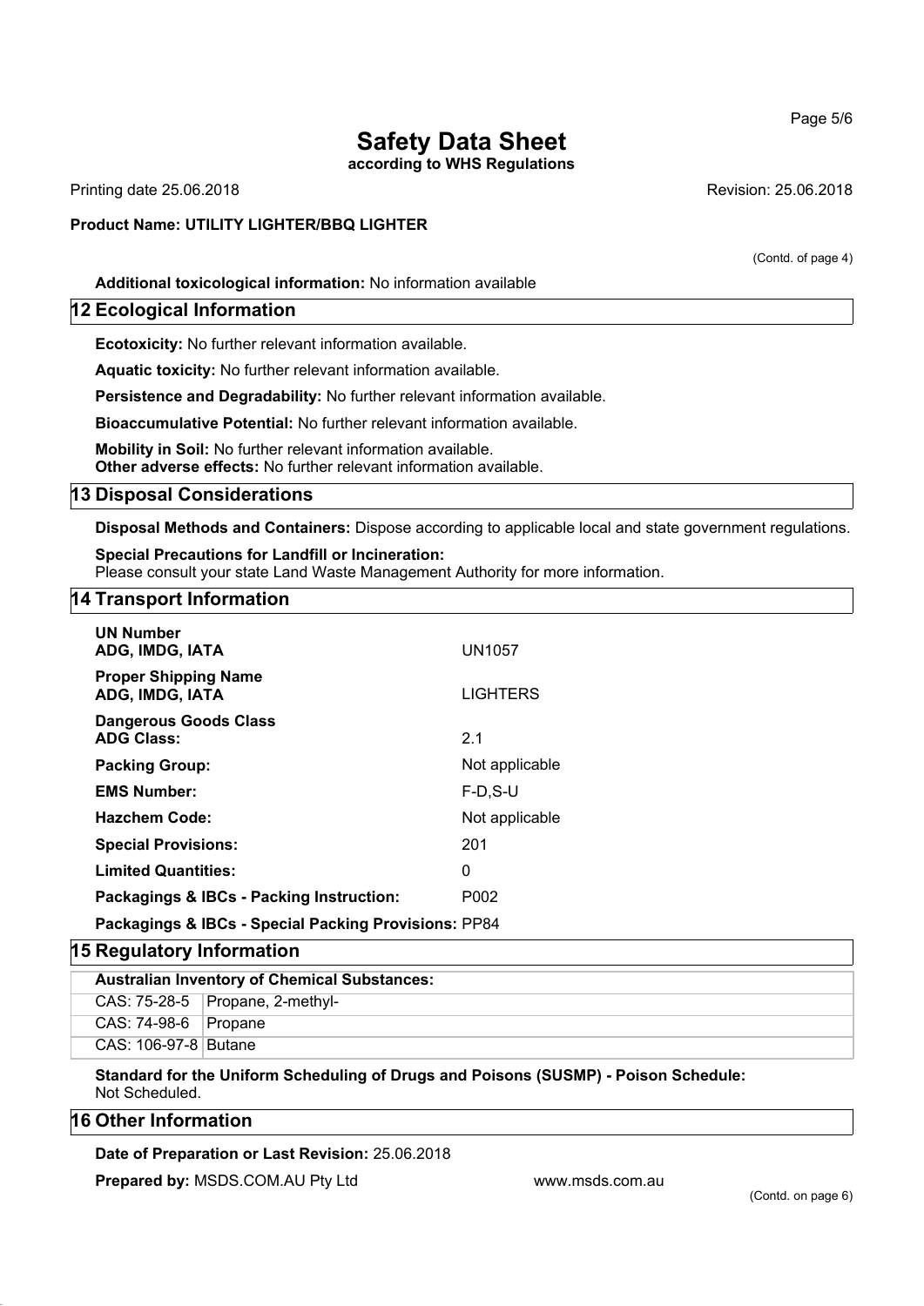(Contd. of page 4)

**Additional toxicological information:** No information available

## 12 Ecological Information

**Ecotoxicity:** No further relevant information available.

**Aquatic toxicity:** No further relevant information available.

**Persistence and Degradability:** No further relevant information available.

**Bioaccumulative Potential:** No further relevant information available.

**Mobility in Soil:** No further relevant information available.
**Other adverse effects:** No further relevant information available.

## 13 Disposal Considerations

**Disposal Methods and Containers:** Dispose according to applicable local and state government regulations.

**Special Precautions for Landfill or Incineration:**
Please consult your state Land Waste Management Authority for more information.

## 14 Transport Information

| | |
|---|---|
| **UN Number** **ADG, IMDG, IATA** | UN1057 |
| **Proper Shipping Name** **ADG, IMDG, IATA** | LIGHTERS |
| **Dangerous Goods Class** **ADG Class:** | 2.1 |
| **Packing Group:** | Not applicable |
| **EMS Number:** | F-D,S-U |
| **Hazchem Code:** | Not applicable |
| **Special Provisions:** | 201 |
| **Limited Quantities:** | 0 |
| **Packagings & IBCs - Packing Instruction:** | P002 |
| **Packagings & IBCs - Special Packing Provisions:** | PP84 |

## 15 Regulatory Information

| **Australian Inventory of Chemical Substances:** | |
|---|---|
| CAS: 75-28-5 | Propane, 2-methyl- |
| CAS: 74-98-6 | Propane |
| CAS: 106-97-8 | Butane |

**Standard for the Uniform Scheduling of Drugs and Poisons (SUSMP) - Poison Schedule:**
Not Scheduled.

## 16 Other Information

**Date of Preparation or Last Revision:** 25.06.2018

**Prepared by:** MSDS.COM.AU Pty Ltd www.msds.com.au

(Contd. on page 6)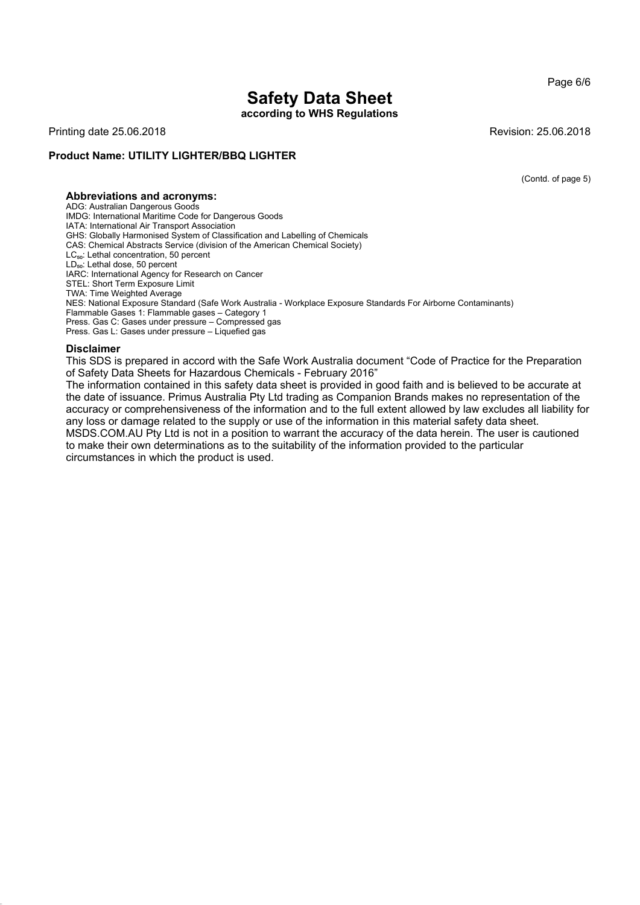(Contd. of page 5)

**Abbreviations and acronyms:**

ADG: Australian Dangerous Goods
IMDG: International Maritime Code for Dangerous Goods
IATA: International Air Transport Association
GHS: Globally Harmonised System of Classification and Labelling of Chemicals
CAS: Chemical Abstracts Service (division of the American Chemical Society)
$LC_{50}$: Lethal concentration, 50 percent
$LD_{50}$: Lethal dose, 50 percent
IARC: International Agency for Research on Cancer
STEL: Short Term Exposure Limit
TWA: Time Weighted Average
NES: National Exposure Standard (Safe Work Australia - Workplace Exposure Standards For Airborne Contaminants)
Flammable Gases 1: Flammable gases – Category 1
Press. Gas C: Gases under pressure – Compressed gas
Press. Gas L: Gases under pressure – Liquefied gas

**Disclaimer**

This SDS is prepared in accord with the Safe Work Australia document "Code of Practice for the Preparation of Safety Data Sheets for Hazardous Chemicals - February 2016"
The information contained in this safety data sheet is provided in good faith and is believed to be accurate at the date of issuance. Primus Australia Pty Ltd trading as Companion Brands makes no representation of the accuracy or comprehensiveness of the information and to the full extent allowed by law excludes all liability for any loss or damage related to the supply or use of the information in this material safety data sheet.
MSDS.COM.AU Pty Ltd is not in a position to warrant the accuracy of the data herein. The user is cautioned to make their own determinations as to the suitability of the information provided to the particular circumstances in which the product is used.